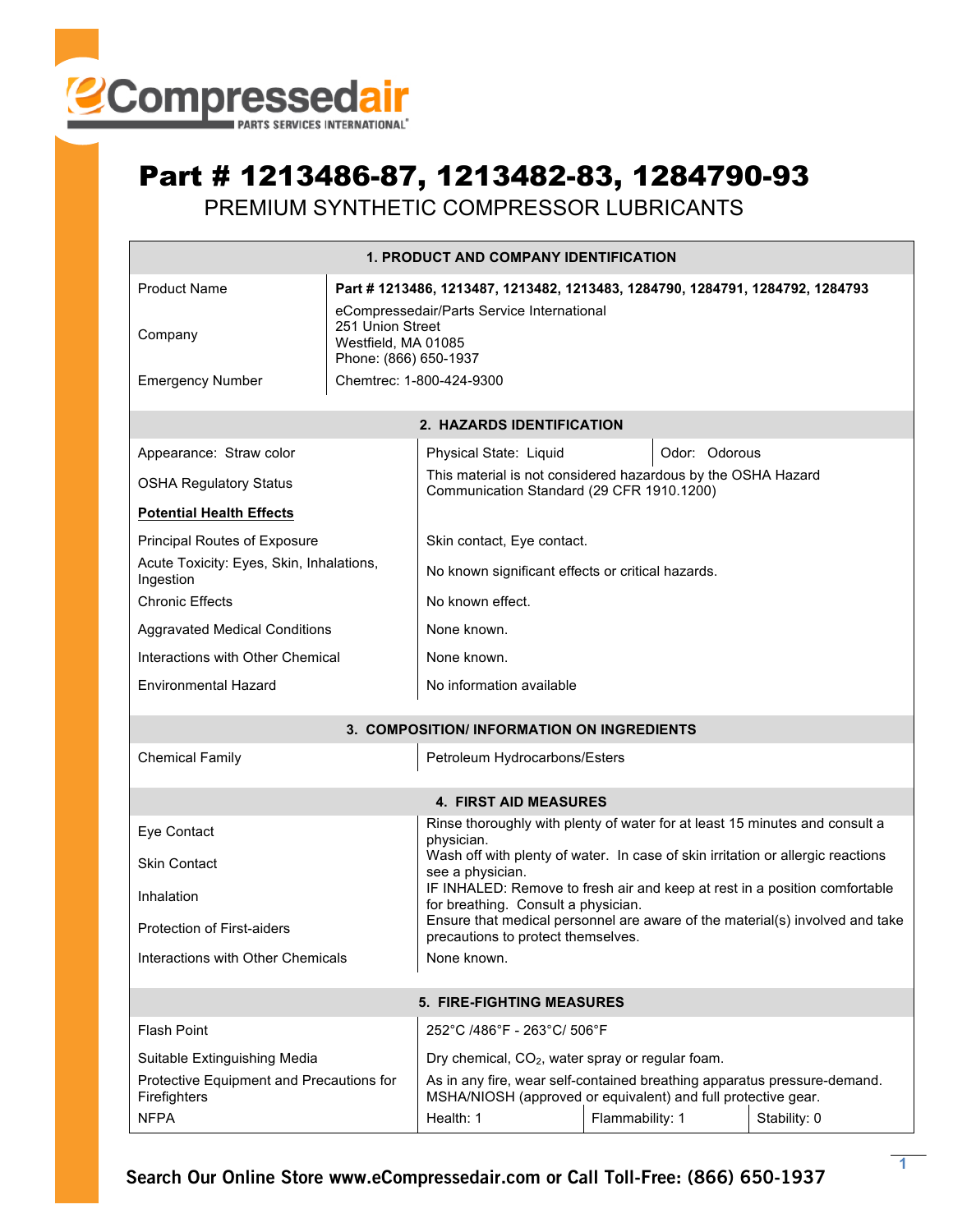# Part # 1213486-87, 1213482-83, 1284790-93

## PREMIUM SYNTHETIC COMPRESSOR LUBRICANTS

### 1. PRODUCT AND COMPANY IDENTIFICATION

| | |
|---|---|
| Product Name | **Part # 1213486, 1213487, 1213482, 1213483, 1284790, 1284791, 1284792, 1284793** |
| Company | eCompressedair/Parts Service International<br>251 Union Street<br>Westfield, MA 01085<br>Phone: (866) 650-1937 |
| Emergency Number | Chemtrec: 1-800-424-9300 |

### 2. HAZARDS IDENTIFICATION

| | | |
|---|---|---|
| Appearance: Straw color | Physical State: Liquid | Odor: Odorous |
| OSHA Regulatory Status | This material is not considered hazardous by the OSHA Hazard Communication Standard (29 CFR 1910.1200) | |
| **Potential Health Effects** | | |
| Principal Routes of Exposure | Skin contact, Eye contact. | |
| Acute Toxicity: Eyes, Skin, Inhalations, Ingestion | No known significant effects or critical hazards. | |
| Chronic Effects | No known effect. | |
| Aggravated Medical Conditions | None known. | |
| Interactions with Other Chemical | None known. | |
| Environmental Hazard | No information available | |

### 3. COMPOSITION/ INFORMATION ON INGREDIENTS

| | |
|---|---|
| Chemical Family | Petroleum Hydrocarbons/Esters |

### 4. FIRST AID MEASURES

| | |
|---|---|
| Eye Contact | Rinse thoroughly with plenty of water for at least 15 minutes and consult a physician. |
| Skin Contact | Wash off with plenty of water. In case of skin irritation or allergic reactions see a physician. |
| Inhalation | IF INHALED: Remove to fresh air and keep at rest in a position comfortable for breathing. Consult a physician. |
| Protection of First-aiders | Ensure that medical personnel are aware of the material(s) involved and take precautions to protect themselves. |
| Interactions with Other Chemicals | None known. |

### 5. FIRE-FIGHTING MEASURES

| | | | |
|---|---|---|---|
| Flash Point | 252°C /486°F - 263°C/ 506°F | | |
| Suitable Extinguishing Media | Dry chemical, $CO_2$, water spray or regular foam. | | |
| Protective Equipment and Precautions for Firefighters | As in any fire, wear self-contained breathing apparatus pressure-demand. MSHA/NIOSH (approved or equivalent) and full protective gear. | | |
| NFPA | Health: 1 | Flammability: 1 | Stability: 0 |

**Search Our Online Store www.eCompressedair.com or Call Toll-Free: (866) 650-1937**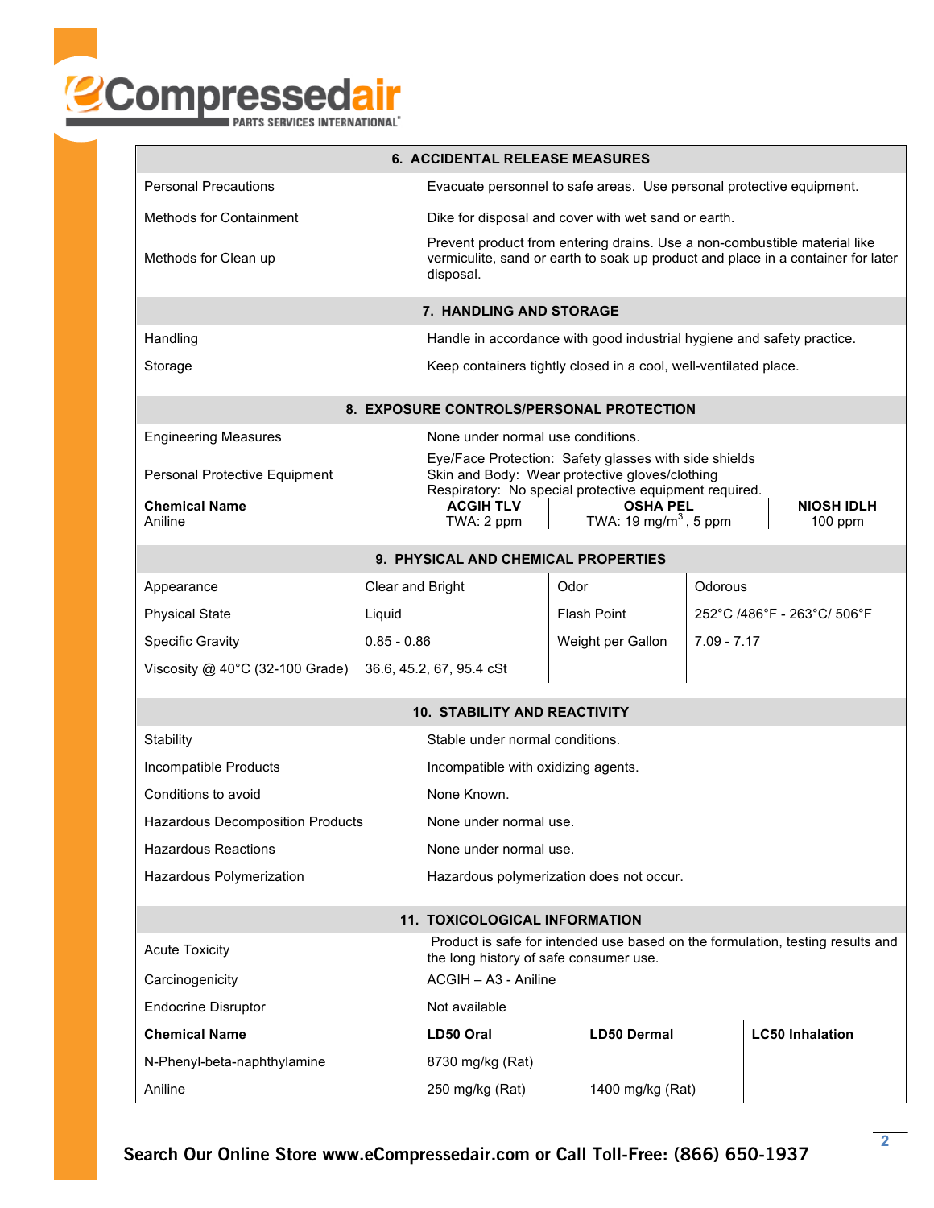## 6. ACCIDENTAL RELEASE MEASURES

| | |
|---|---|
| Personal Precautions | Evacuate personnel to safe areas. Use personal protective equipment. |
| Methods for Containment | Dike for disposal and cover with wet sand or earth. |
| Methods for Clean up | Prevent product from entering drains. Use a non-combustible material like vermiculite, sand or earth to soak up product and place in a container for later disposal. |

## 7. HANDLING AND STORAGE

| | |
|---|---|
| Handling | Handle in accordance with good industrial hygiene and safety practice. |
| Storage | Keep containers tightly closed in a cool, well-ventilated place. |

## 8. EXPOSURE CONTROLS/PERSONAL PROTECTION

| | |
|---|---|
| Engineering Measures | None under normal use conditions. |
| Personal Protective Equipment | Eye/Face Protection: Safety glasses with side shields<br>Skin and Body: Wear protective gloves/clothing<br>Respiratory: No special protective equipment required. |

| **Chemical Name** | **ACGIH TLV** | **OSHA PEL** | **NIOSH IDLH** |
|---|---|---|---|
| Aniline | TWA: 2 ppm | TWA: 19 mg/m$^3$, 5 ppm | 100 ppm |

## 9. PHYSICAL AND CHEMICAL PROPERTIES

| | | | |
|---|---|---|---|
| Appearance | Clear and Bright | Odor | Odorous |
| Physical State | Liquid | Flash Point | 252°C /486°F - 263°C/ 506°F |
| Specific Gravity | 0.85 - 0.86 | Weight per Gallon | 7.09 - 7.17 |
| Viscosity @ 40°C (32-100 Grade) | 36.6, 45.2, 67, 95.4 cSt | | |

## 10. STABILITY AND REACTIVITY

| | |
|---|---|
| Stability | Stable under normal conditions. |
| Incompatible Products | Incompatible with oxidizing agents. |
| Conditions to avoid | None Known. |
| Hazardous Decomposition Products | None under normal use. |
| Hazardous Reactions | None under normal use. |
| Hazardous Polymerization | Hazardous polymerization does not occur. |

## 11. TOXICOLOGICAL INFORMATION

| | |
|---|---|
| Acute Toxicity | Product is safe for intended use based on the formulation, testing results and the long history of safe consumer use. |
| Carcinogenicity | ACGIH – A3 - Aniline |
| Endocrine Disruptor | Not available |

| **Chemical Name** | **LD50 Oral** | **LD50 Dermal** | **LC50 Inhalation** |
|---|---|---|---|
| N-Phenyl-beta-naphthylamine | 8730 mg/kg (Rat) | | |
| Aniline | 250 mg/kg (Rat) | 1400 mg/kg (Rat) | |

**Search Our Online Store www.eCompressedair.com or Call Toll-Free: (866) 650-1937**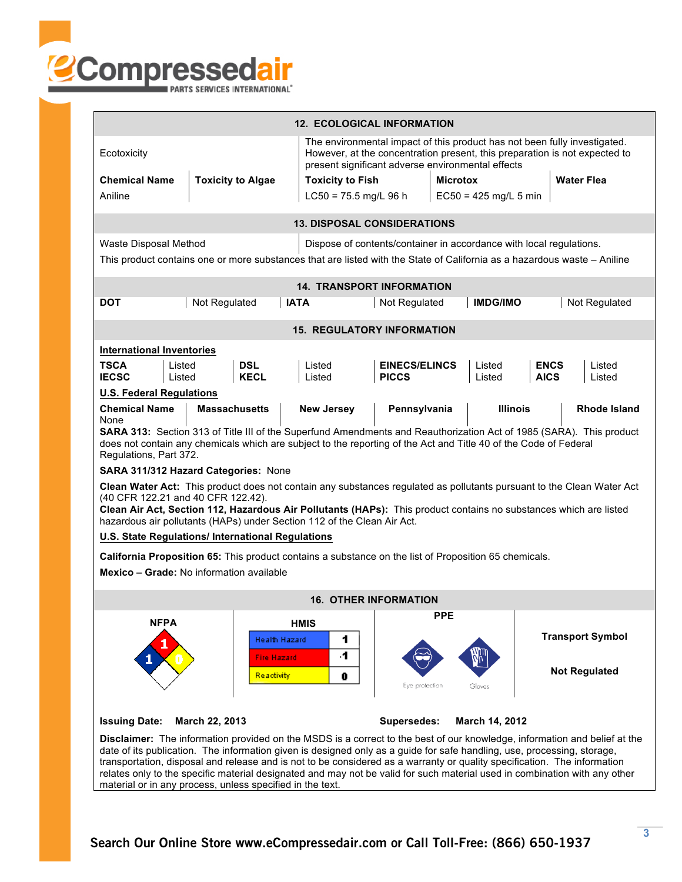## 12. ECOLOGICAL INFORMATION

| | |
|---|---|
| Ecotoxicity | The environmental impact of this product has not been fully investigated. However, at the concentration present, this preparation is not expected to present significant adverse environmental effects |

| Chemical Name | Toxicity to Algae | Toxicity to Fish | Microtox | Water Flea |
|---|---|---|---|---|
| Aniline | | LC50 = 75.5 mg/L 96 h | EC50 = 425 mg/L 5 min | |

## 13. DISPOSAL CONSIDERATIONS

| | |
|---|---|
| Waste Disposal Method | Dispose of contents/container in accordance with local regulations. |

This product contains one or more substances that are listed with the State of California as a hazardous waste – Aniline

## 14. TRANSPORT INFORMATION

| | | | | | |
|---|---|---|---|---|---|
| **DOT** | Not Regulated | **IATA** | Not Regulated | **IMDG/IMO** | Not Regulated |

## 15. REGULATORY INFORMATION

**International Inventories**

| | | | | | | | |
|---|---|---|---|---|---|---|---|
| **TSCA** | Listed | **DSL** | Listed | **EINECS/ELINCS** | Listed | **ENCS** | Listed |
| **IECSC** | Listed | **KECL** | Listed | **PICCS** | Listed | **AICS** | Listed |

**U.S. Federal Regulations**

| Chemical Name | Massachusetts | New Jersey | Pennsylvania | Illinois | Rhode Island |
|---|---|---|---|---|---|
| None | | | | | |

**SARA 313:** Section 313 of Title III of the Superfund Amendments and Reauthorization Act of 1985 (SARA). This product does not contain any chemicals which are subject to the reporting of the Act and Title 40 of the Code of Federal Regulations, Part 372.

**SARA 311/312 Hazard Categories:** None

**Clean Water Act:** This product does not contain any substances regulated as pollutants pursuant to the Clean Water Act (40 CFR 122.21 and 40 CFR 122.42).

**Clean Air Act, Section 112, Hazardous Air Pollutants (HAPs):** This product contains no substances which are listed hazardous air pollutants (HAPs) under Section 112 of the Clean Air Act.

**U.S. State Regulations/ International Regulations**

**California Proposition 65:** This product contains a substance on the list of Proposition 65 chemicals.

**Mexico – Grade:** No information available

## 16. OTHER INFORMATION

**NFPA**

Health 1, Flammability 1, Reactivity 0

**HMIS**

| | |
|---|---|
| Health Hazard | 1 |
| Fire Hazard | 1 |
| Reactivity | 0 |

**PPE**

Eye protection, Gloves

**Transport Symbol**

Not Regulated

**Issuing Date:** March 22, 2013 **Supersedes:** March 14, 2012

**Disclaimer:** The information provided on the MSDS is a correct to the best of our knowledge, information and belief at the date of its publication. The information given is designed only as a guide for safe handling, use, processing, storage, transportation, disposal and release and is not to be considered as a warranty or quality specification. The information relates only to the specific material designated and may not be valid for such material used in combination with any other material or in any process, unless specified in the text.